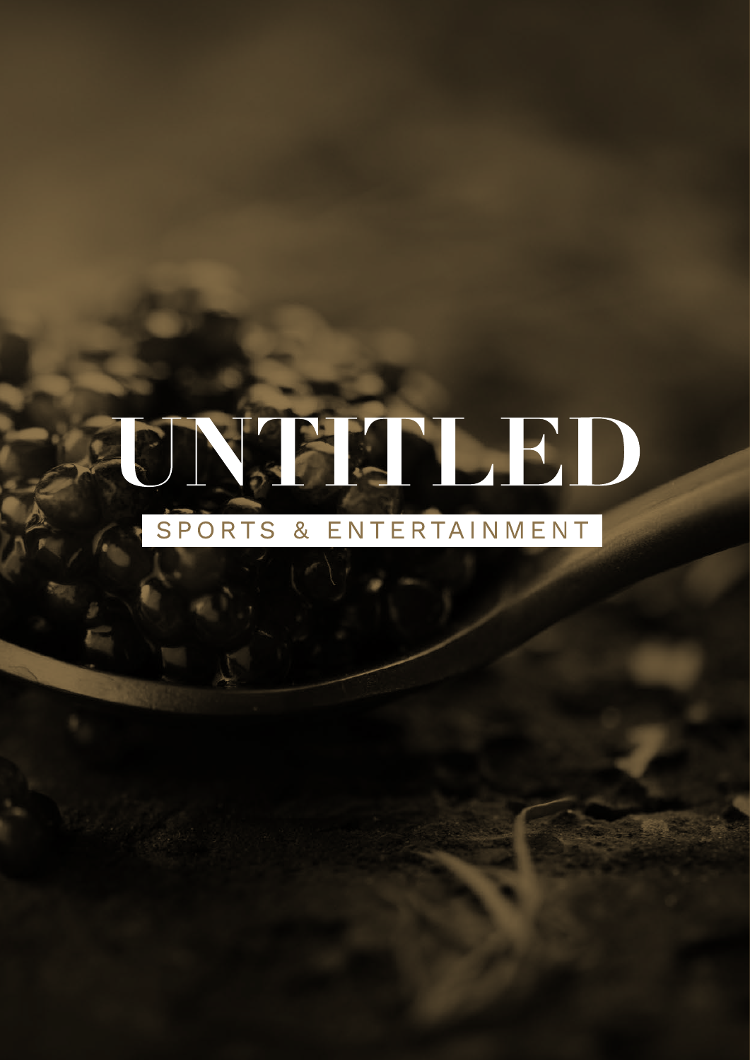# UNTITLED

SPORTS & ENTERTAINMENT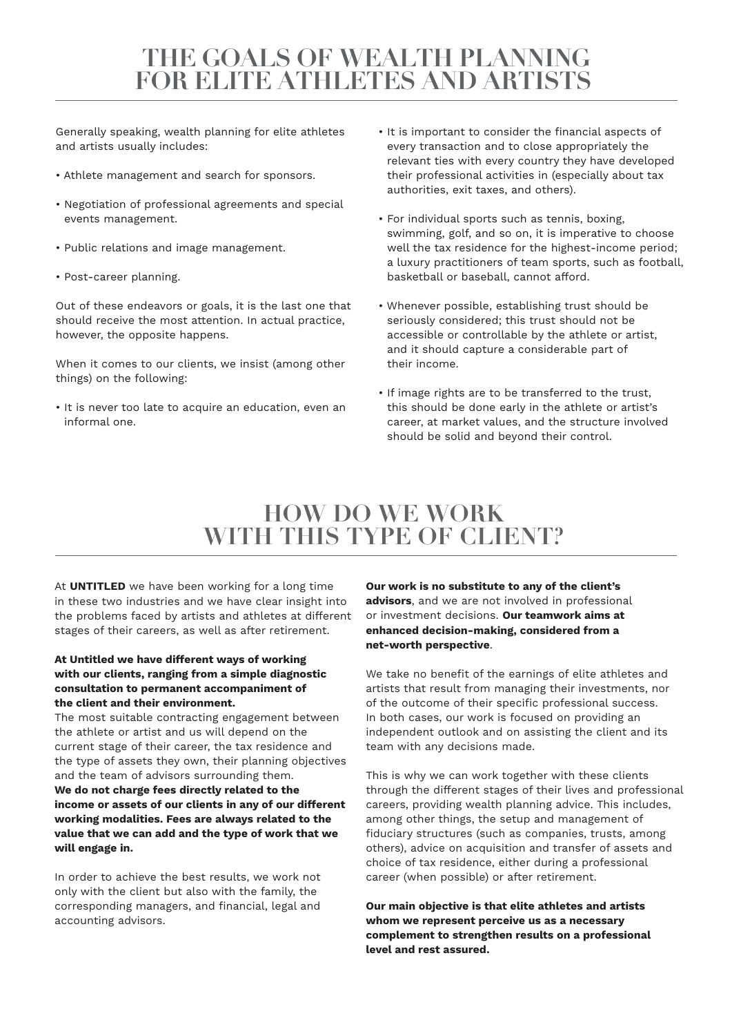# THE GOALS OF WEALTH PLANNING FOR ELITE ATHLETES AND ARTISTS

Generally speaking, wealth planning for elite athletes and artists usually includes:

- Athlete management and search for sponsors.
- Negotiation of professional agreements and special events management.
- Public relations and image management.
- Post-career planning.

Out of these endeavors or goals, it is the last one that should receive the most attention. In actual practice, however, the opposite happens.

When it comes to our clients, we insist (among other things) on the following:

- It is never too late to acquire an education, even an informal one.
- It is important to consider the financial aspects of every transaction and to close appropriately the relevant ties with every country they have developed their professional activities in (especially about tax authorities, exit taxes, and others).
- For individual sports such as tennis, boxing, swimming, golf, and so on, it is imperative to choose well the tax residence for the highest-income period; a luxury practitioners of team sports, such as football, basketball or baseball, cannot afford.
- Whenever possible, establishing trust should be seriously considered; this trust should not be accessible or controllable by the athlete or artist, and it should capture a considerable part of their income.
- If image rights are to be transferred to the trust, this should be done early in the athlete or artist's career, at market values, and the structure involved should be solid and beyond their control.

# HOW DO WE WORK WITH THIS TYPE OF CLIENT?

At **UNTITLED** we have been working for a long time in these two industries and we have clear insight into the problems faced by artists and athletes at different stages of their careers, as well as after retirement.

**At Untitled we have different ways of working with our clients, ranging from a simple diagnostic consultation to permanent accompaniment of the client and their environment.**
The most suitable contracting engagement between the athlete or artist and us will depend on the current stage of their career, the tax residence and the type of assets they own, their planning objectives and the team of advisors surrounding them.
**We do not charge fees directly related to the income or assets of our clients in any of our different working modalities. Fees are always related to the value that we can add and the type of work that we will engage in.**

In order to achieve the best results, we work not only with the client but also with the family, the corresponding managers, and financial, legal and accounting advisors.

**Our work is no substitute to any of the client's advisors**, and we are not involved in professional or investment decisions. **Our teamwork aims at enhanced decision-making, considered from a net-worth perspective**.

We take no benefit of the earnings of elite athletes and artists that result from managing their investments, nor of the outcome of their specific professional success. In both cases, our work is focused on providing an independent outlook and on assisting the client and its team with any decisions made.

This is why we can work together with these clients through the different stages of their lives and professional careers, providing wealth planning advice. This includes, among other things, the setup and management of fiduciary structures (such as companies, trusts, among others), advice on acquisition and transfer of assets and choice of tax residence, either during a professional career (when possible) or after retirement.

**Our main objective is that elite athletes and artists whom we represent perceive us as a necessary complement to strengthen results on a professional level and rest assured.**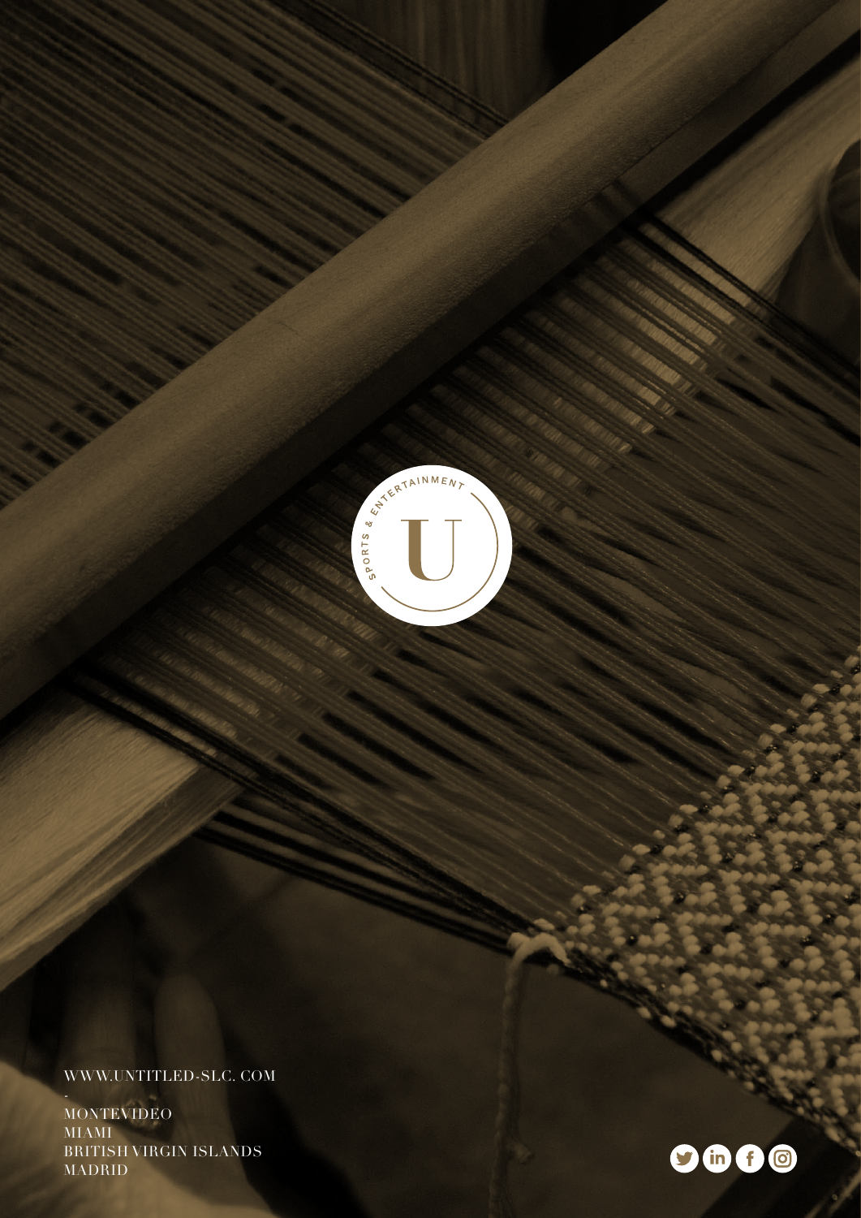WWW.UNTITLED-SLC. COM

-

MONTEVIDEO

MIAMI

BRITISH VIRGIN ISLANDS

MADRID